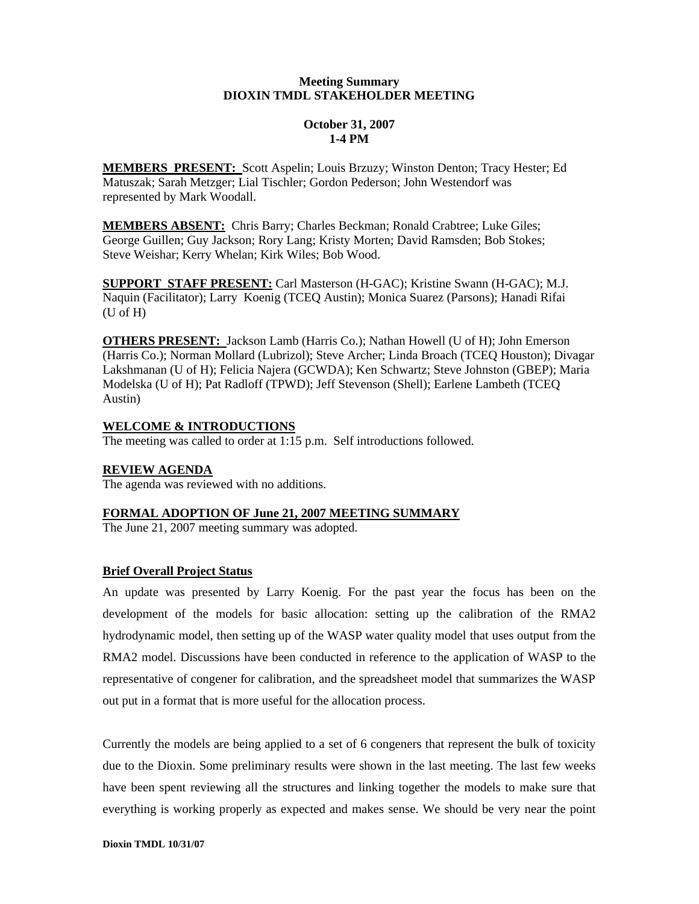**Meeting Summary**
**DIOXIN TMDL STAKEHOLDER MEETING**

**October 31, 2007**
**1-4 PM**

**MEMBERS PRESENT:** Scott Aspelin; Louis Brzuzy; Winston Denton; Tracy Hester; Ed Matuszak; Sarah Metzger; Lial Tischler; Gordon Pederson; John Westendorf was represented by Mark Woodall.

**MEMBERS ABSENT:** Chris Barry; Charles Beckman; Ronald Crabtree; Luke Giles; George Guillen; Guy Jackson; Rory Lang; Kristy Morten; David Ramsden; Bob Stokes; Steve Weishar; Kerry Whelan; Kirk Wiles; Bob Wood.

**SUPPORT STAFF PRESENT:** Carl Masterson (H-GAC); Kristine Swann (H-GAC); M.J. Naquin (Facilitator); Larry Koenig (TCEQ Austin); Monica Suarez (Parsons); Hanadi Rifai (U of H)

**OTHERS PRESENT:** Jackson Lamb (Harris Co.); Nathan Howell (U of H); John Emerson (Harris Co.); Norman Mollard (Lubrizol); Steve Archer; Linda Broach (TCEQ Houston); Divagar Lakshmanan (U of H); Felicia Najera (GCWDA); Ken Schwartz; Steve Johnston (GBEP); Maria Modelska (U of H); Pat Radloff (TPWD); Jeff Stevenson (Shell); Earlene Lambeth (TCEQ Austin)

**WELCOME & INTRODUCTIONS**

The meeting was called to order at 1:15 p.m. Self introductions followed.

**REVIEW AGENDA**

The agenda was reviewed with no additions.

**FORMAL ADOPTION OF June 21, 2007 MEETING SUMMARY**

The June 21, 2007 meeting summary was adopted.

**Brief Overall Project Status**

An update was presented by Larry Koenig. For the past year the focus has been on the development of the models for basic allocation: setting up the calibration of the RMA2 hydrodynamic model, then setting up of the WASP water quality model that uses output from the RMA2 model. Discussions have been conducted in reference to the application of WASP to the representative of congener for calibration, and the spreadsheet model that summarizes the WASP out put in a format that is more useful for the allocation process.

Currently the models are being applied to a set of 6 congeners that represent the bulk of toxicity due to the Dioxin. Some preliminary results were shown in the last meeting. The last few weeks have been spent reviewing all the structures and linking together the models to make sure that everything is working properly as expected and makes sense. We should be very near the point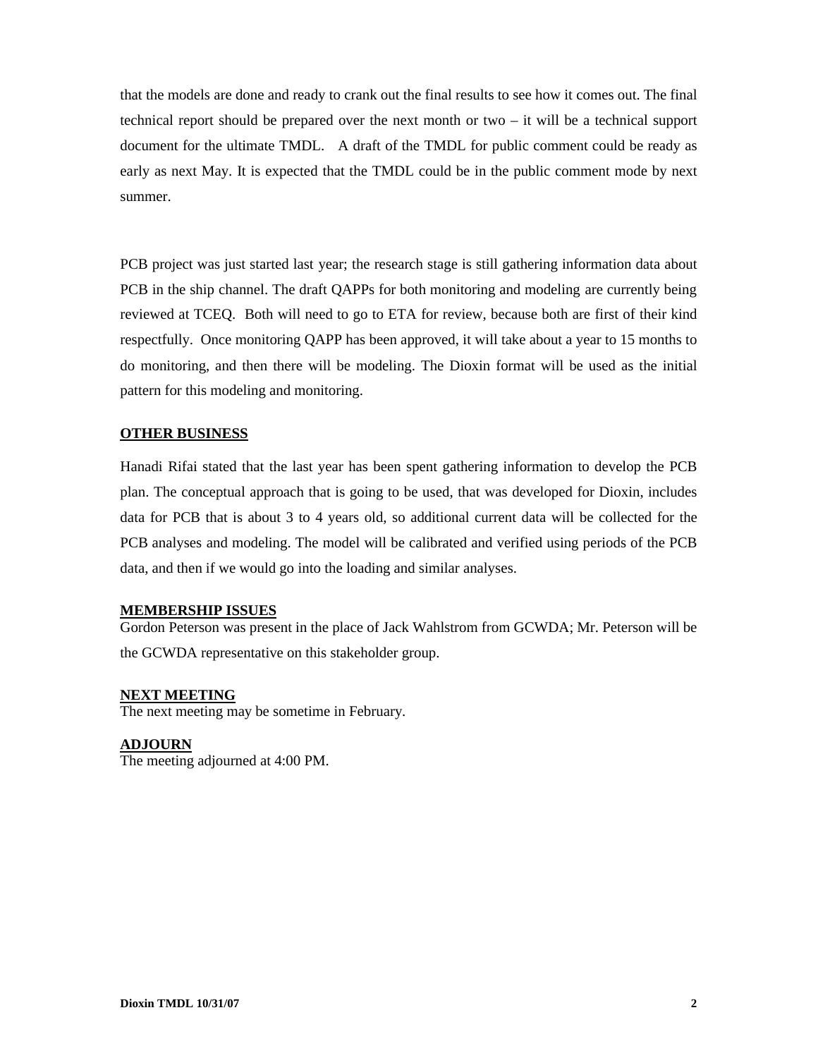that the models are done and ready to crank out the final results to see how it comes out. The final technical report should be prepared over the next month or two – it will be a technical support document for the ultimate TMDL. A draft of the TMDL for public comment could be ready as early as next May. It is expected that the TMDL could be in the public comment mode by next summer.

PCB project was just started last year; the research stage is still gathering information data about PCB in the ship channel. The draft QAPPs for both monitoring and modeling are currently being reviewed at TCEQ. Both will need to go to ETA for review, because both are first of their kind respectfully. Once monitoring QAPP has been approved, it will take about a year to 15 months to do monitoring, and then there will be modeling. The Dioxin format will be used as the initial pattern for this modeling and monitoring.

**OTHER BUSINESS**

Hanadi Rifai stated that the last year has been spent gathering information to develop the PCB plan. The conceptual approach that is going to be used, that was developed for Dioxin, includes data for PCB that is about 3 to 4 years old, so additional current data will be collected for the PCB analyses and modeling. The model will be calibrated and verified using periods of the PCB data, and then if we would go into the loading and similar analyses.

**MEMBERSHIP ISSUES**

Gordon Peterson was present in the place of Jack Wahlstrom from GCWDA; Mr. Peterson will be the GCWDA representative on this stakeholder group.

**NEXT MEETING**

The next meeting may be sometime in February.

**ADJOURN**

The meeting adjourned at 4:00 PM.